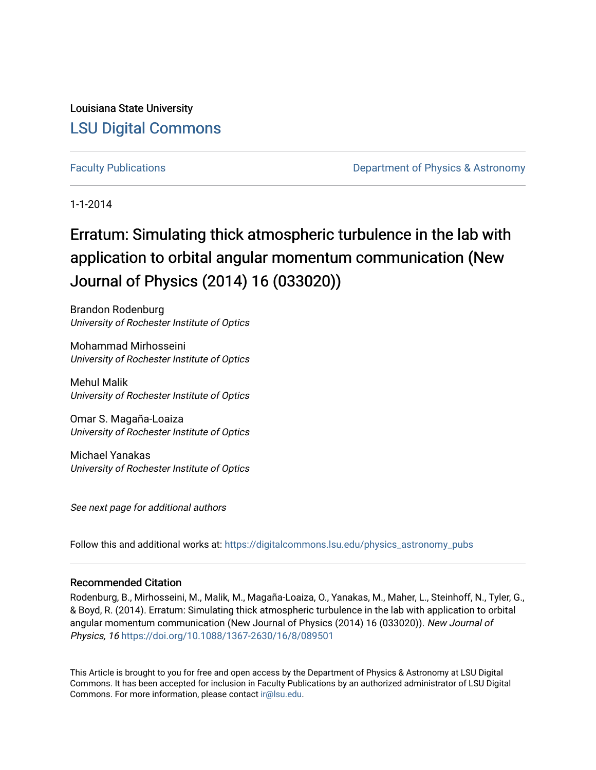Louisiana State University

# LSU Digital Commons

Faculty Publications

Department of Physics & Astronomy

1-1-2014

# Erratum: Simulating thick atmospheric turbulence in the lab with application to orbital angular momentum communication (New Journal of Physics (2014) 16 (033020))

Brandon Rodenburg
*University of Rochester Institute of Optics*

Mohammad Mirhosseini
*University of Rochester Institute of Optics*

Mehul Malik
*University of Rochester Institute of Optics*

Omar S. Magaña-Loaiza
*University of Rochester Institute of Optics*

Michael Yanakas
*University of Rochester Institute of Optics*

*See next page for additional authors*

Follow this and additional works at: https://digitalcommons.lsu.edu/physics_astronomy_pubs

## Recommended Citation

Rodenburg, B., Mirhosseini, M., Malik, M., Magaña-Loaiza, O., Yanakas, M., Maher, L., Steinhoff, N., Tyler, G., & Boyd, R. (2014). Erratum: Simulating thick atmospheric turbulence in the lab with application to orbital angular momentum communication (New Journal of Physics (2014) 16 (033020)). *New Journal of Physics, 16* https://doi.org/10.1088/1367-2630/16/8/089501

This Article is brought to you for free and open access by the Department of Physics & Astronomy at LSU Digital Commons. It has been accepted for inclusion in Faculty Publications by an authorized administrator of LSU Digital Commons. For more information, please contact ir@lsu.edu.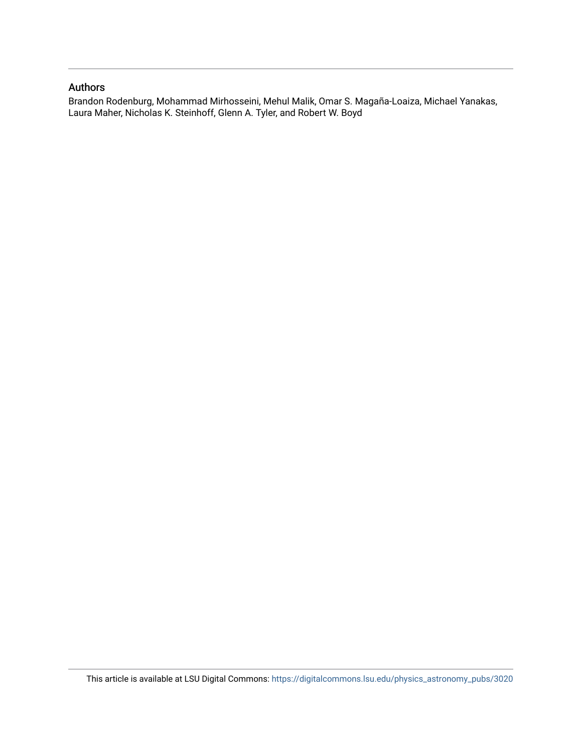## Authors

Brandon Rodenburg, Mohammad Mirhosseini, Mehul Malik, Omar S. Magaña-Loaiza, Michael Yanakas, Laura Maher, Nicholas K. Steinhoff, Glenn A. Tyler, and Robert W. Boyd

This article is available at LSU Digital Commons: https://digitalcommons.lsu.edu/physics_astronomy_pubs/3020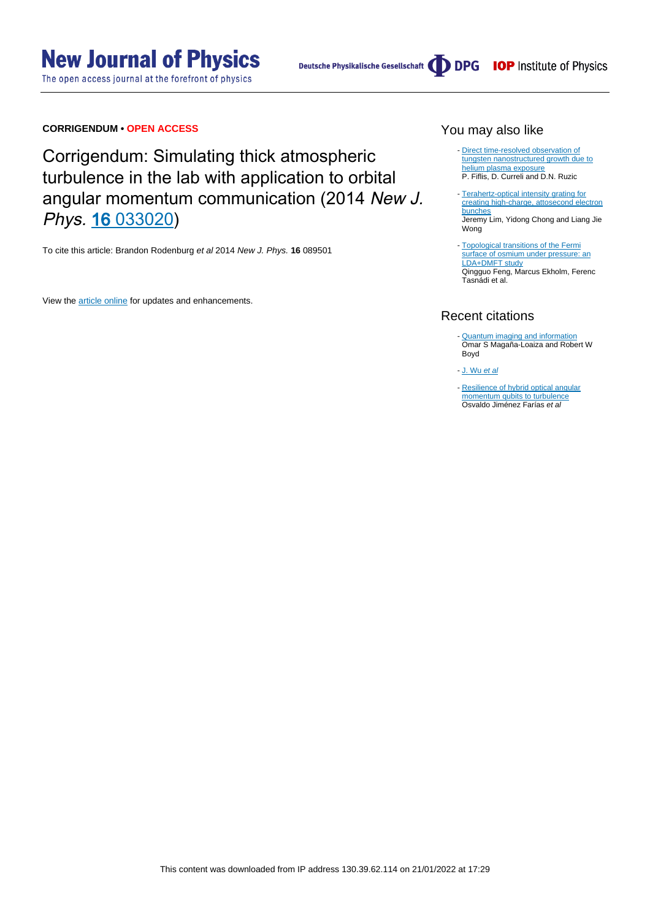**CORRIGENDUM • OPEN ACCESS**

# Corrigendum: Simulating thick atmospheric turbulence in the lab with application to orbital angular momentum communication (2014 *New J. Phys.* 16 033020)

To cite this article: Brandon Rodenburg *et al* 2014 *New J. Phys.* **16** 089501

View the article online for updates and enhancements.

## You may also like

- Direct time-resolved observation of tungsten nanostructured growth due to helium plasma exposure
  P. Fiflis, D. Curreli and D.N. Ruzic
- Terahertz-optical intensity grating for creating high-charge, attosecond electron bunches
  Jeremy Lim, Yidong Chong and Liang Jie Wong
- Topological transitions of the Fermi surface of osmium under pressure: an LDA+DMFT study
  Qingguo Feng, Marcus Ekholm, Ferenc Tasnádi et al.

## Recent citations

- Quantum imaging and information
  Omar S Magaña-Loaiza and Robert W Boyd
- J. Wu *et al*
- Resilience of hybrid optical angular momentum qubits to turbulence
  Osvaldo Jiménez Farías *et al*

This content was downloaded from IP address 130.39.62.114 on 21/01/2022 at 17:29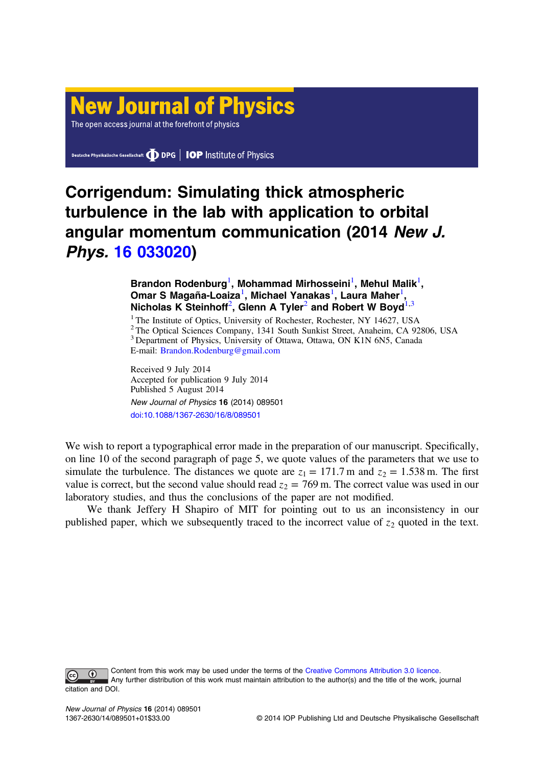# Corrigendum: Simulating thick atmospheric turbulence in the lab with application to orbital angular momentum communication (2014 *New J. Phys.* 16 033020)

**Brandon Rodenburg[1], Mohammad Mirhosseini[1], Mehul Malik[1], Omar S Magaña-Loaiza[1], Michael Yanakas[1], Laura Maher[1], Nicholas K Steinhoff[2], Glenn A Tyler[2] and Robert W Boyd[1,3]**

[1] The Institute of Optics, University of Rochester, Rochester, NY 14627, USA
[2] The Optical Sciences Company, 1341 South Sunkist Street, Anaheim, CA 92806, USA
[3] Department of Physics, University of Ottawa, Ottawa, ON K1N 6N5, Canada
E-mail: Brandon.Rodenburg@gmail.com

Received 9 July 2014
Accepted for publication 9 July 2014
Published 5 August 2014

*New Journal of Physics* **16** (2014) 089501

doi:10.1088/1367-2630/16/8/089501

We wish to report a typographical error made in the preparation of our manuscript. Specifically, on line 10 of the second paragraph of page 5, we quote values of the parameters that we use to simulate the turbulence. The distances we quote are $z_1 = 171.7$ m and $z_2 = 1.538$ m. The first value is correct, but the second value should read $z_2 = 769$ m. The correct value was used in our laboratory studies, and thus the conclusions of the paper are not modified.

We thank Jeffery H Shapiro of MIT for pointing out to us an inconsistency in our published paper, which we subsequently traced to the incorrect value of $z_2$ quoted in the text.

Content from this work may be used under the terms of the Creative Commons Attribution 3.0 licence. Any further distribution of this work must maintain attribution to the author(s) and the title of the work, journal citation and DOI.

1367-2630/14/089501+01$33.00 © 2014 IOP Publishing Ltd and Deutsche Physikalische Gesellschaft